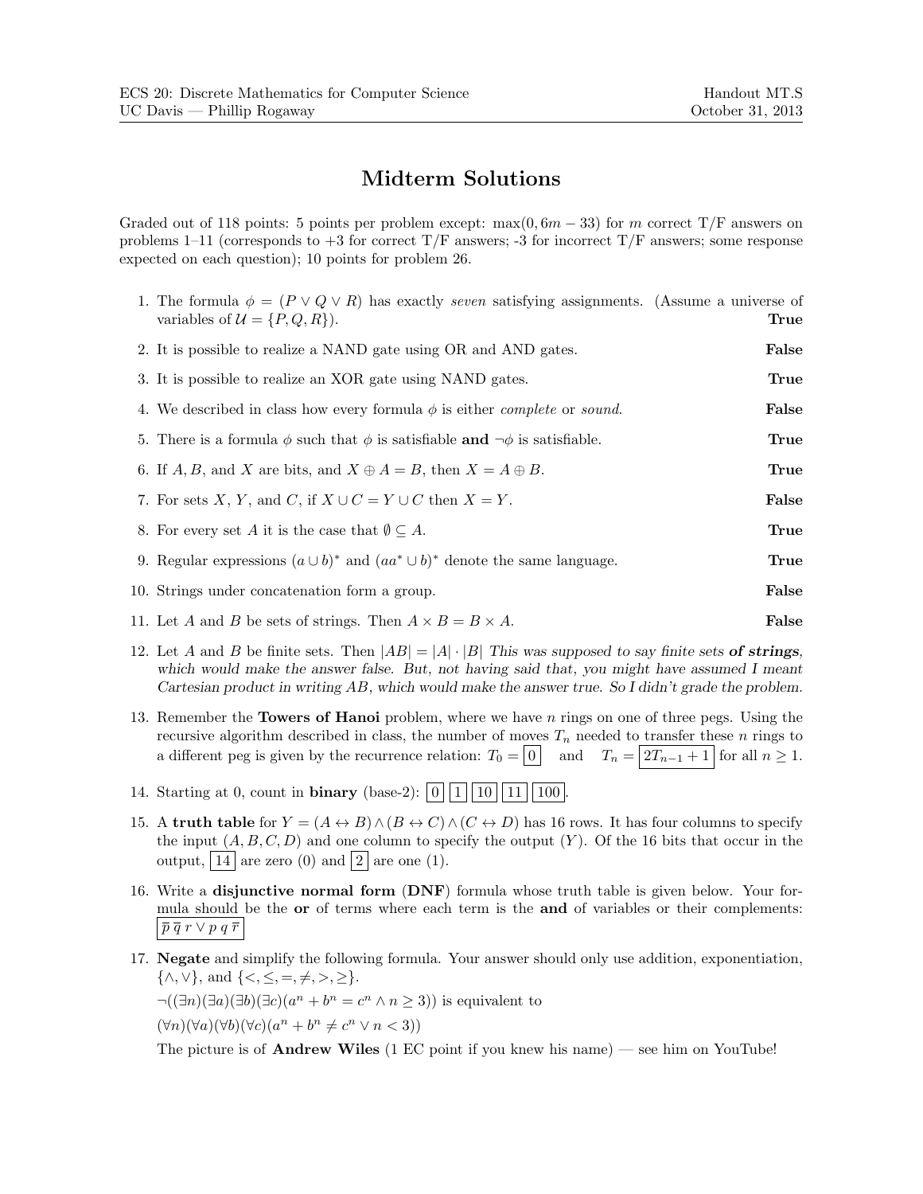ECS 20: Discrete Mathematics for Computer Science
UC Davis — Phillip Rogaway

Handout MT.S
October 31, 2013

# Midterm Solutions

Graded out of 118 points: 5 points per problem except: $\max(0, 6m - 33)$ for $m$ correct T/F answers on problems 1–11 (corresponds to +3 for correct T/F answers; -3 for incorrect T/F answers; some response expected on each question); 10 points for problem 26.

1. The formula $\phi = (P \vee Q \vee R)$ has exactly *seven* satisfying assignments. (Assume a universe of variables of $\mathcal{U} = \{P, Q, R\}$). **True**

2. It is possible to realize a NAND gate using OR and AND gates. **False**

3. It is possible to realize an XOR gate using NAND gates. **True**

4. We described in class how every formula $\phi$ is either *complete* or *sound*. **False**

5. There is a formula $\phi$ such that $\phi$ is satisfiable **and** $\neg\phi$ is satisfiable. **True**

6. If $A, B$, and $X$ are bits, and $X \oplus A = B$, then $X = A \oplus B$. **True**

7. For sets $X$, $Y$, and $C$, if $X \cup C = Y \cup C$ then $X = Y$. **False**

8. For every set $A$ it is the case that $\emptyset \subseteq A$. **True**

9. Regular expressions $(a \cup b)^*$ and $(aa^* \cup b)^*$ denote the same language. **True**

10. Strings under concatenation form a group. **False**

11. Let $A$ and $B$ be sets of strings. Then $A \times B = B \times A$. **False**

12. Let $A$ and $B$ be finite sets. Then $|AB| = |A| \cdot |B|$ *This was supposed to say finite sets* ***of strings****, which would make the answer false. But, not having said that, you might have assumed I meant Cartesian product in writing $AB$, which would make the answer true. So I didn't grade the problem.*

13. Remember the **Towers of Hanoi** problem, where we have $n$ rings on one of three pegs. Using the recursive algorithm described in class, the number of moves $T_n$ needed to transfer these $n$ rings to a different peg is given by the recurrence relation: $T_0 = \boxed{0}$ and $T_n = \boxed{2T_{n-1} + 1}$ for all $n \geq 1$.

14. Starting at 0, count in **binary** (base-2): $\boxed{0}$ $\boxed{1}$ $\boxed{10}$ $\boxed{11}$ $\boxed{100}$.

15. A **truth table** for $Y = (A \leftrightarrow B) \wedge (B \leftrightarrow C) \wedge (C \leftrightarrow D)$ has 16 rows. It has four columns to specify the input $(A, B, C, D)$ and one column to specify the output $(Y)$. Of the 16 bits that occur in the output, $\boxed{14}$ are zero (0) and $\boxed{2}$ are one (1).

16. Write a **disjunctive normal form** (**DNF**) formula whose truth table is given below. Your formula should be the **or** of terms where each term is the **and** of variables or their complements: $\boxed{\overline{p}\,\overline{q}\,r \vee p\,q\,\overline{r}}$

17. **Negate** and simplify the following formula. Your answer should only use addition, exponentiation, $\{\wedge, \vee\}$, and $\{<, \leq, =, \neq, >, \geq\}$.

    $\neg((\exists n)(\exists a)(\exists b)(\exists c)(a^n + b^n = c^n \wedge n \geq 3))$ is equivalent to

    $(\forall n)(\forall a)(\forall b)(\forall c)(a^n + b^n \neq c^n \vee n < 3))$

    The picture is of **Andrew Wiles** (1 EC point if you knew his name) — see him on YouTube!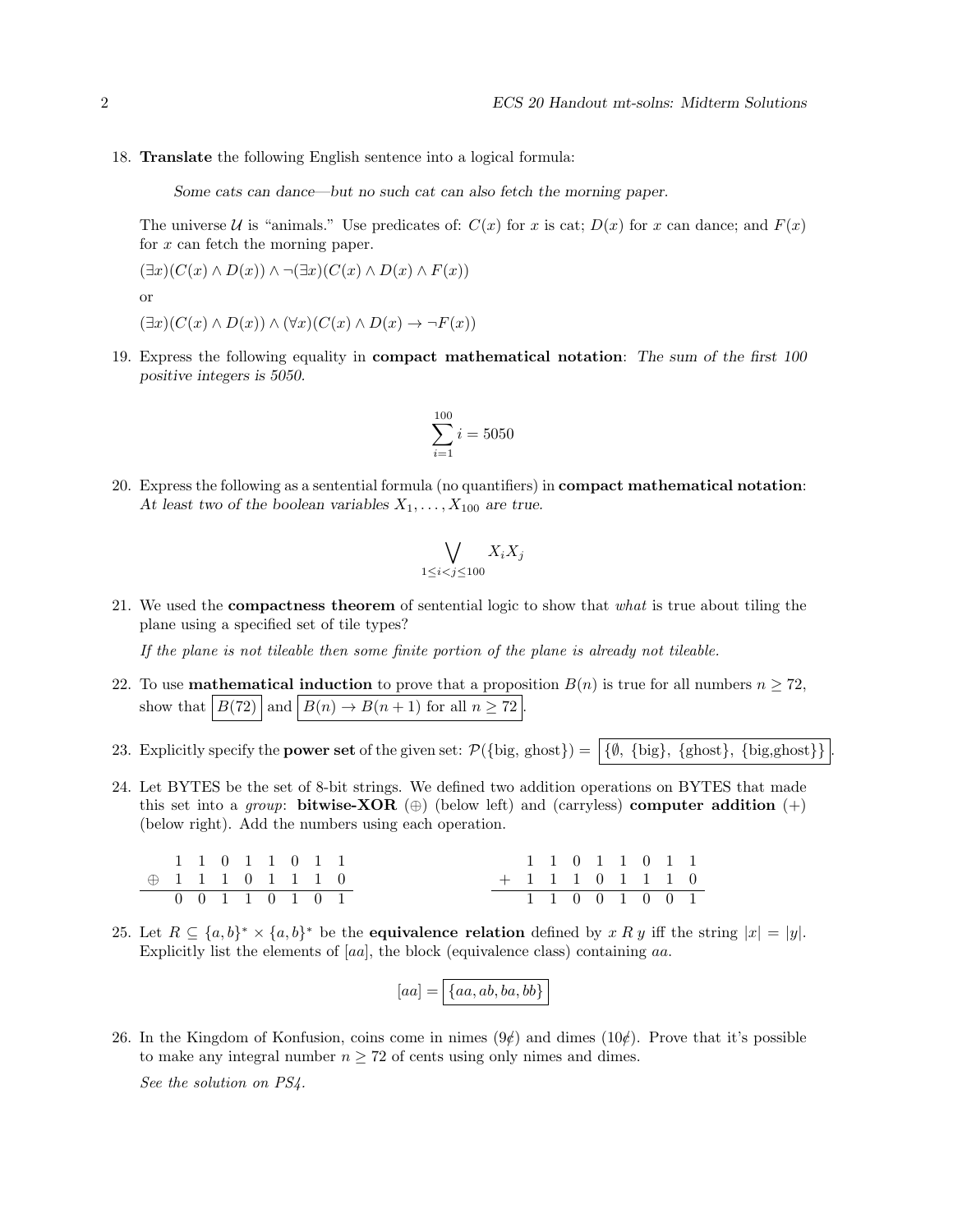18. **Translate** the following English sentence into a logical formula:

    *Some cats can dance—but no such cat can also fetch the morning paper.*

    The universe $\mathcal{U}$ is "animals." Use predicates of: $C(x)$ for $x$ is cat; $D(x)$ for $x$ can dance; and $F(x)$ for $x$ can fetch the morning paper.

    $(\exists x)(C(x) \wedge D(x)) \wedge \neg(\exists x)(C(x) \wedge D(x) \wedge F(x))$

    or

    $(\exists x)(C(x) \wedge D(x)) \wedge (\forall x)(C(x) \wedge D(x) \rightarrow \neg F(x))$

19. Express the following equality in **compact mathematical notation**: *The sum of the first 100 positive integers is 5050.*

$$\sum_{i=1}^{100} i = 5050$$

20. Express the following as a sentential formula (no quantifiers) in **compact mathematical notation**: *At least two of the boolean variables $X_1, \ldots, X_{100}$ are true.*

$$\bigvee_{1 \le i < j \le 100} X_i X_j$$

21. We used the **compactness theorem** of sentential logic to show that *what* is true about tiling the plane using a specified set of tile types?

    *If the plane is not tileable then some finite portion of the plane is already not tileable.*

22. To use **mathematical induction** to prove that a proposition $B(n)$ is true for all numbers $n \ge 72$, show that $\boxed{B(72)}$ and $\boxed{B(n) \rightarrow B(n+1) \text{ for all } n \ge 72}$.

23. Explicitly specify the **power set** of the given set: $\mathcal{P}(\{\text{big, ghost}\}) = \boxed{\{\emptyset,\ \{\text{big}\},\ \{\text{ghost}\},\ \{\text{big,ghost}\}\}}$.

24. Let BYTES be the set of 8-bit strings. We defined two addition operations on BYTES that made this set into a *group*: **bitwise-XOR** ($\oplus$) (below left) and (carryless) **computer addition** ($+$) (below right). Add the numbers using each operation.

$$\begin{array}{r} 1\ 1\ 0\ 1\ 1\ 0\ 1\ 1 \\ \oplus\ \ 1\ 1\ 1\ 0\ 1\ 1\ 1\ 0 \\ \hline 0\ 0\ 1\ 1\ 0\ 1\ 0\ 1 \end{array} \qquad\qquad \begin{array}{r} 1\ 1\ 0\ 1\ 1\ 0\ 1\ 1 \\ +\ \ 1\ 1\ 1\ 0\ 1\ 1\ 1\ 0 \\ \hline 1\ 1\ 0\ 0\ 1\ 0\ 0\ 1 \end{array}$$

25. Let $R \subseteq \{a,b\}^* \times \{a,b\}^*$ be the **equivalence relation** defined by $x\ R\ y$ iff the string $|x| = |y|$. Explicitly list the elements of $[aa]$, the block (equivalence class) containing $aa$.

$$[aa] = \boxed{\{aa, ab, ba, bb\}}$$

26. In the Kingdom of Konfusion, coins come in nimes (9¢) and dimes (10¢). Prove that it's possible to make any integral number $n \ge 72$ of cents using only nimes and dimes.

    *See the solution on PS4.*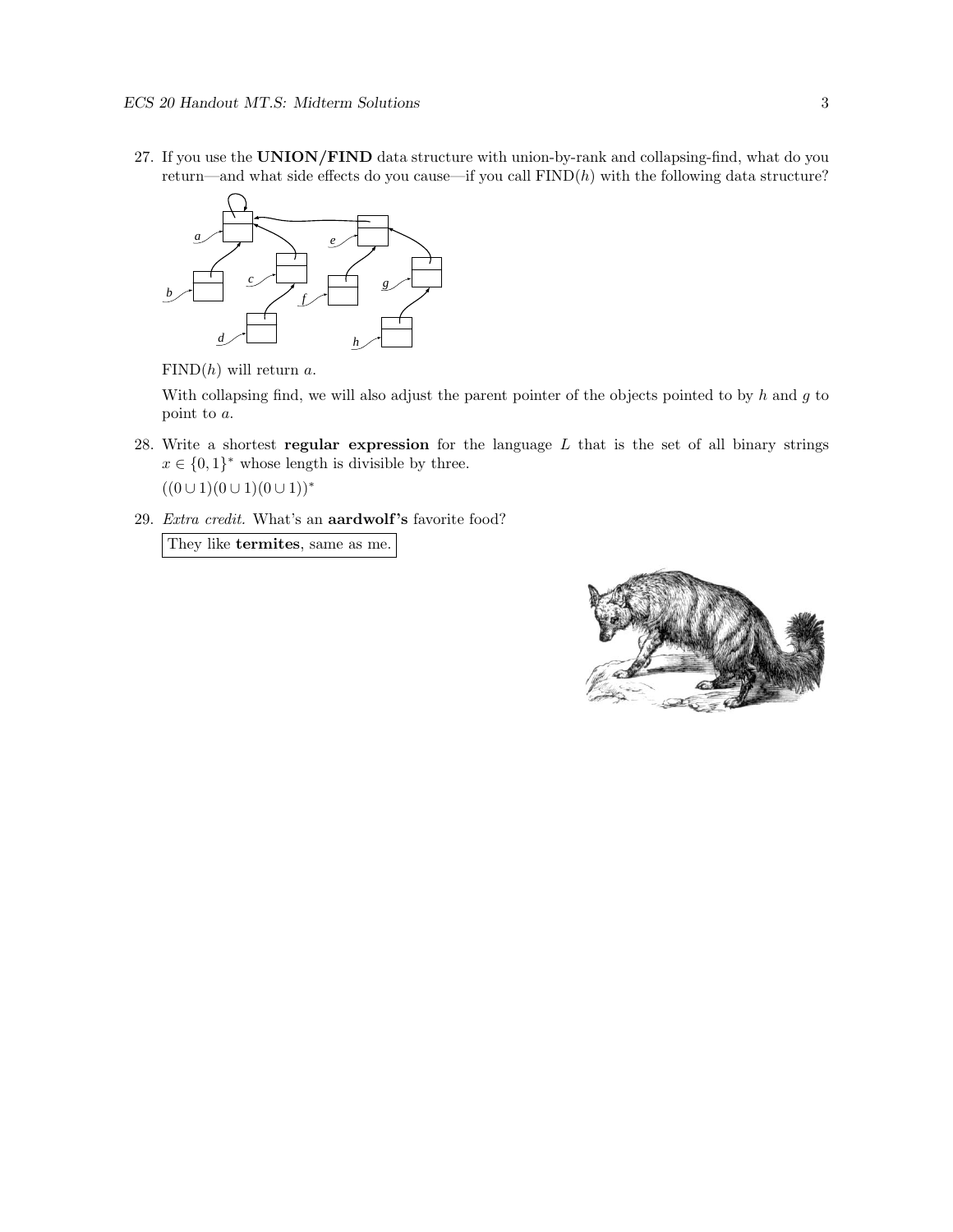27. If you use the **UNION/FIND** data structure with union-by-rank and collapsing-find, what do you return—and what side effects do you cause—if you call FIND($h$) with the following data structure?

a
e
b
c
f
g
d
h

FIND($h$) will return $a$.

With collapsing find, we will also adjust the parent pointer of the objects pointed to by $h$ and $g$ to point to $a$.

28. Write a shortest **regular expression** for the language $L$ that is the set of all binary strings $x \in \{0,1\}^*$ whose length is divisible by three.

$((0 \cup 1)(0 \cup 1)(0 \cup 1))^*$

29. *Extra credit.* What's an **aardwolf's** favorite food?

They like **termites**, same as me.